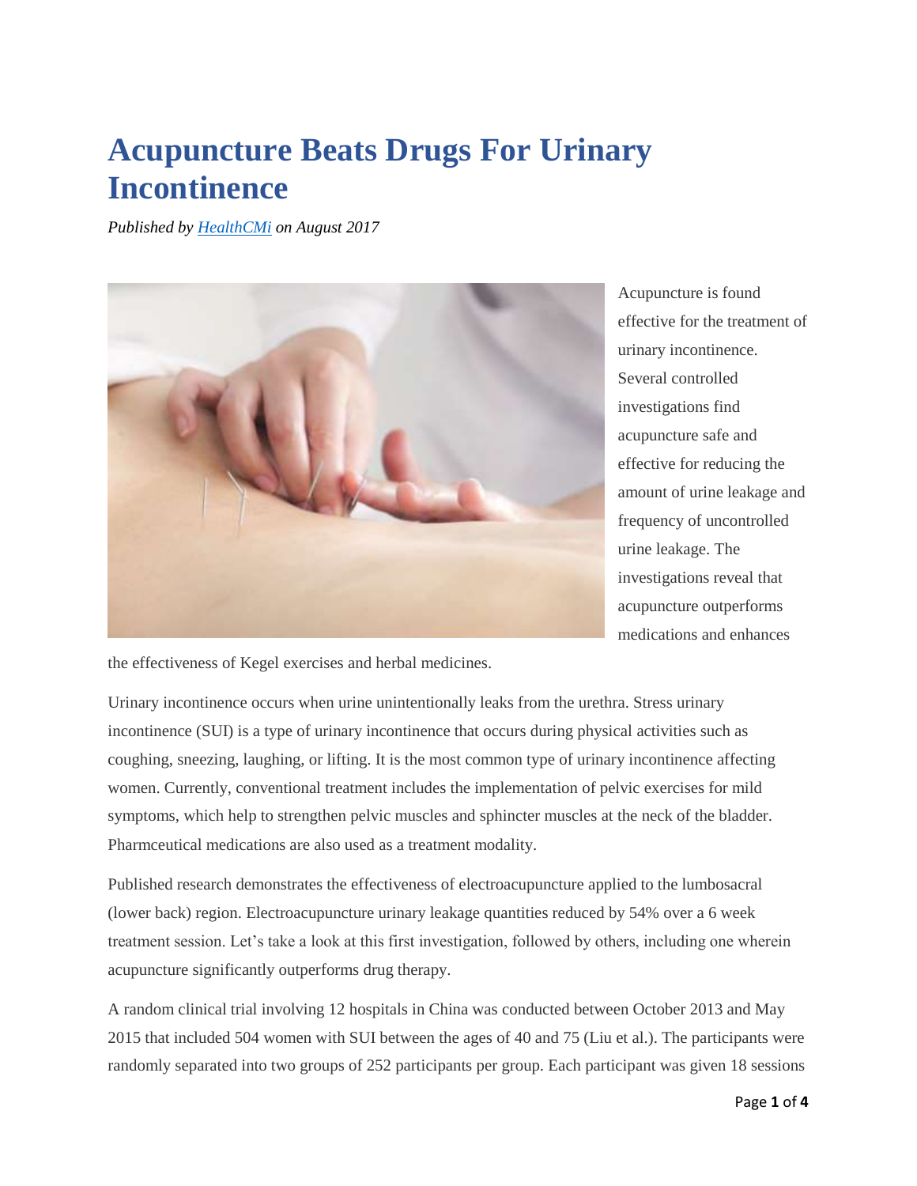# Acupuncture Beats Drugs For Urinary Incontinence

*Published by [HealthCMi](HealthCMi) on August 2017*

Acupuncture is found effective for the treatment of urinary incontinence. Several controlled investigations find acupuncture safe and effective for reducing the amount of urine leakage and frequency of uncontrolled urine leakage. The investigations reveal that acupuncture outperforms medications and enhances the effectiveness of Kegel exercises and herbal medicines.

Urinary incontinence occurs when urine unintentionally leaks from the urethra. Stress urinary incontinence (SUI) is a type of urinary incontinence that occurs during physical activities such as coughing, sneezing, laughing, or lifting. It is the most common type of urinary incontinence affecting women. Currently, conventional treatment includes the implementation of pelvic exercises for mild symptoms, which help to strengthen pelvic muscles and sphincter muscles at the neck of the bladder. Pharmceutical medications are also used as a treatment modality.

Published research demonstrates the effectiveness of electroacupuncture applied to the lumbosacral (lower back) region. Electroacupuncture urinary leakage quantities reduced by 54% over a 6 week treatment session. Let's take a look at this first investigation, followed by others, including one wherein acupuncture significantly outperforms drug therapy.

A random clinical trial involving 12 hospitals in China was conducted between October 2013 and May 2015 that included 504 women with SUI between the ages of 40 and 75 (Liu et al.). The participants were randomly separated into two groups of 252 participants per group. Each participant was given 18 sessions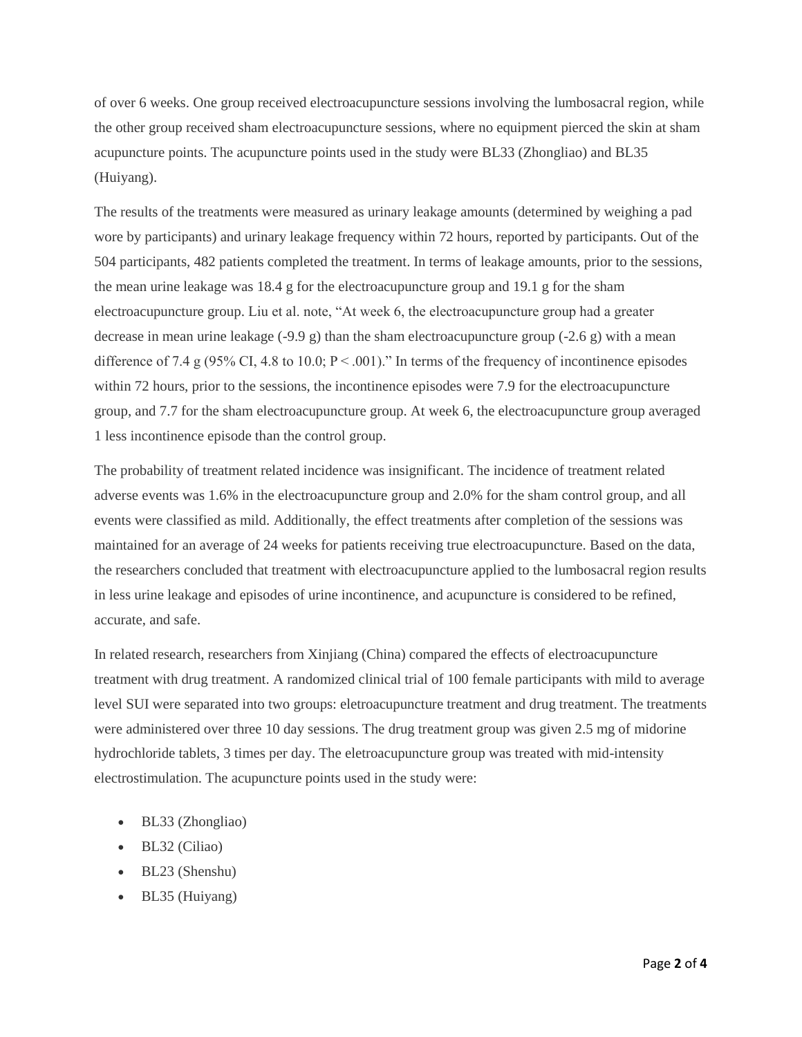of over 6 weeks. One group received electroacupuncture sessions involving the lumbosacral region, while the other group received sham electroacupuncture sessions, where no equipment pierced the skin at sham acupuncture points. The acupuncture points used in the study were BL33 (Zhongliao) and BL35 (Huiyang).

The results of the treatments were measured as urinary leakage amounts (determined by weighing a pad wore by participants) and urinary leakage frequency within 72 hours, reported by participants. Out of the 504 participants, 482 patients completed the treatment. In terms of leakage amounts, prior to the sessions, the mean urine leakage was 18.4 g for the electroacupuncture group and 19.1 g for the sham electroacupuncture group. Liu et al. note, "At week 6, the electroacupuncture group had a greater decrease in mean urine leakage (-9.9 g) than the sham electroacupuncture group (-2.6 g) with a mean difference of 7.4 g (95% CI, 4.8 to 10.0; $P < .001$)." In terms of the frequency of incontinence episodes within 72 hours, prior to the sessions, the incontinence episodes were 7.9 for the electroacupuncture group, and 7.7 for the sham electroacupuncture group. At week 6, the electroacupuncture group averaged 1 less incontinence episode than the control group.

The probability of treatment related incidence was insignificant. The incidence of treatment related adverse events was 1.6% in the electroacupuncture group and 2.0% for the sham control group, and all events were classified as mild. Additionally, the effect treatments after completion of the sessions was maintained for an average of 24 weeks for patients receiving true electroacupuncture. Based on the data, the researchers concluded that treatment with electroacupuncture applied to the lumbosacral region results in less urine leakage and episodes of urine incontinence, and acupuncture is considered to be refined, accurate, and safe.

In related research, researchers from Xinjiang (China) compared the effects of electroacupuncture treatment with drug treatment. A randomized clinical trial of 100 female participants with mild to average level SUI were separated into two groups: eletroacupuncture treatment and drug treatment. The treatments were administered over three 10 day sessions. The drug treatment group was given 2.5 mg of midorine hydrochloride tablets, 3 times per day. The eletroacupuncture group was treated with mid-intensity electrostimulation. The acupuncture points used in the study were:

- BL33 (Zhongliao)
- BL32 (Ciliao)
- BL23 (Shenshu)
- BL35 (Huiyang)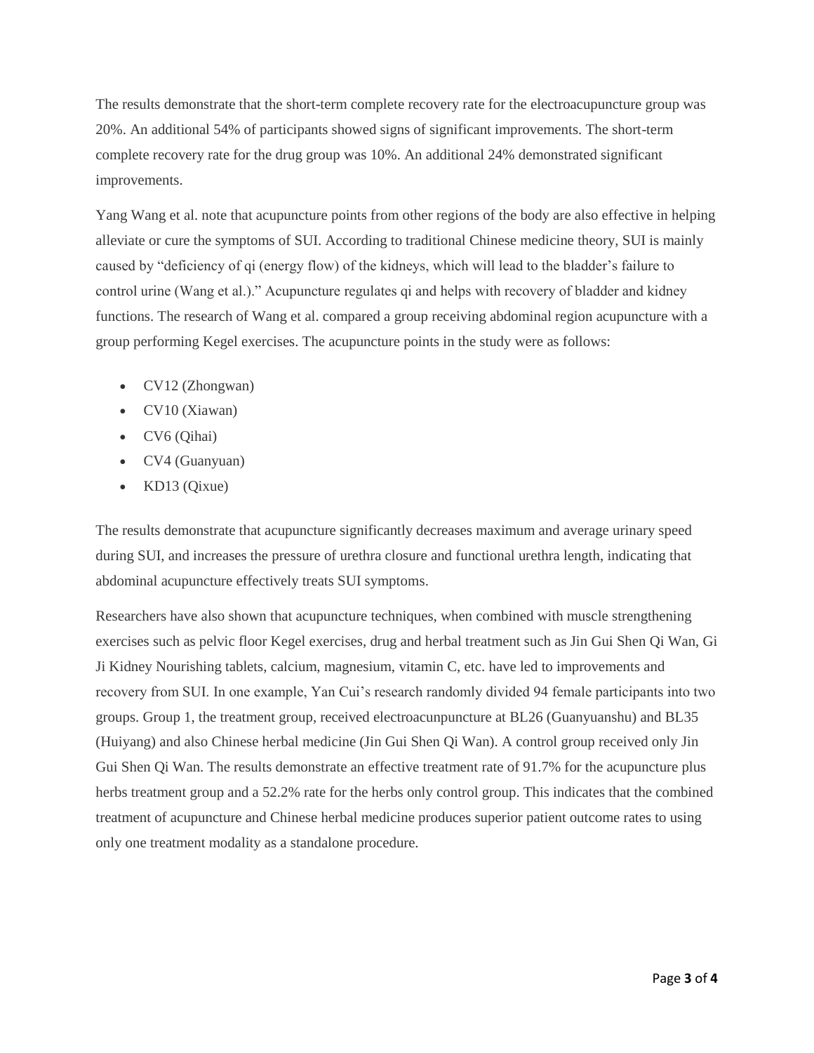The results demonstrate that the short-term complete recovery rate for the electroacupuncture group was 20%. An additional 54% of participants showed signs of significant improvements. The short-term complete recovery rate for the drug group was 10%. An additional 24% demonstrated significant improvements.

Yang Wang et al. note that acupuncture points from other regions of the body are also effective in helping alleviate or cure the symptoms of SUI. According to traditional Chinese medicine theory, SUI is mainly caused by "deficiency of qi (energy flow) of the kidneys, which will lead to the bladder's failure to control urine (Wang et al.)." Acupuncture regulates qi and helps with recovery of bladder and kidney functions. The research of Wang et al. compared a group receiving abdominal region acupuncture with a group performing Kegel exercises. The acupuncture points in the study were as follows:

- CV12 (Zhongwan)
- CV10 (Xiawan)
- CV6 (Qihai)
- CV4 (Guanyuan)
- KD13 (Qixue)

The results demonstrate that acupuncture significantly decreases maximum and average urinary speed during SUI, and increases the pressure of urethra closure and functional urethra length, indicating that abdominal acupuncture effectively treats SUI symptoms.

Researchers have also shown that acupuncture techniques, when combined with muscle strengthening exercises such as pelvic floor Kegel exercises, drug and herbal treatment such as Jin Gui Shen Qi Wan, Gi Ji Kidney Nourishing tablets, calcium, magnesium, vitamin C, etc. have led to improvements and recovery from SUI. In one example, Yan Cui's research randomly divided 94 female participants into two groups. Group 1, the treatment group, received electroacunpuncture at BL26 (Guanyuanshu) and BL35 (Huiyang) and also Chinese herbal medicine (Jin Gui Shen Qi Wan). A control group received only Jin Gui Shen Qi Wan. The results demonstrate an effective treatment rate of 91.7% for the acupuncture plus herbs treatment group and a 52.2% rate for the herbs only control group. This indicates that the combined treatment of acupuncture and Chinese herbal medicine produces superior patient outcome rates to using only one treatment modality as a standalone procedure.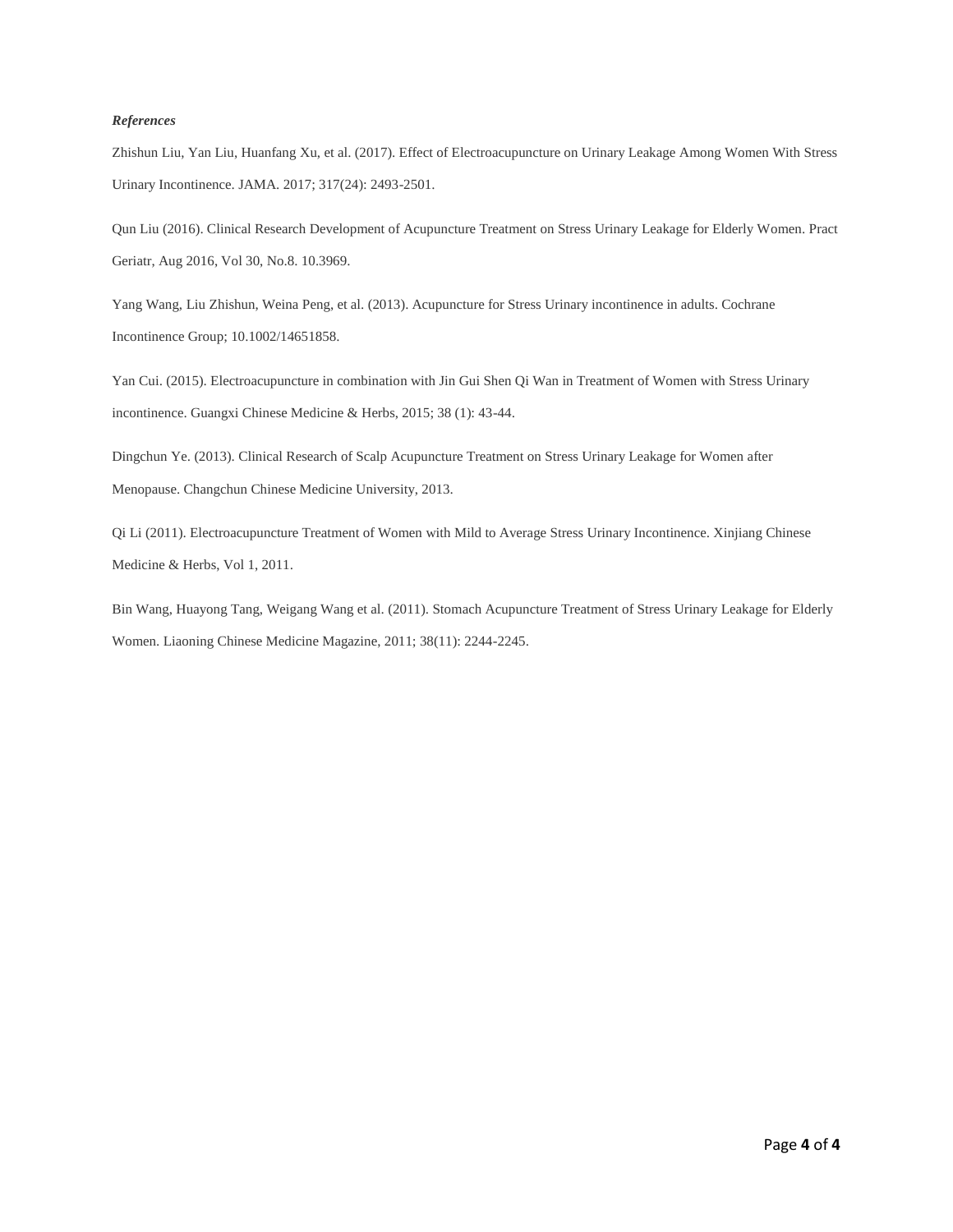***References***

Zhishun Liu, Yan Liu, Huanfang Xu, et al. (2017). Effect of Electroacupuncture on Urinary Leakage Among Women With Stress Urinary Incontinence. JAMA. 2017; 317(24): 2493-2501.

Qun Liu (2016). Clinical Research Development of Acupuncture Treatment on Stress Urinary Leakage for Elderly Women. Pract Geriatr, Aug 2016, Vol 30, No.8. 10.3969.

Yang Wang, Liu Zhishun, Weina Peng, et al. (2013). Acupuncture for Stress Urinary incontinence in adults. Cochrane Incontinence Group; 10.1002/14651858.

Yan Cui. (2015). Electroacupuncture in combination with Jin Gui Shen Qi Wan in Treatment of Women with Stress Urinary incontinence. Guangxi Chinese Medicine & Herbs, 2015; 38 (1): 43-44.

Dingchun Ye. (2013). Clinical Research of Scalp Acupuncture Treatment on Stress Urinary Leakage for Women after Menopause. Changchun Chinese Medicine University, 2013.

Qi Li (2011). Electroacupuncture Treatment of Women with Mild to Average Stress Urinary Incontinence. Xinjiang Chinese Medicine & Herbs, Vol 1, 2011.

Bin Wang, Huayong Tang, Weigang Wang et al. (2011). Stomach Acupuncture Treatment of Stress Urinary Leakage for Elderly Women. Liaoning Chinese Medicine Magazine, 2011; 38(11): 2244-2245.